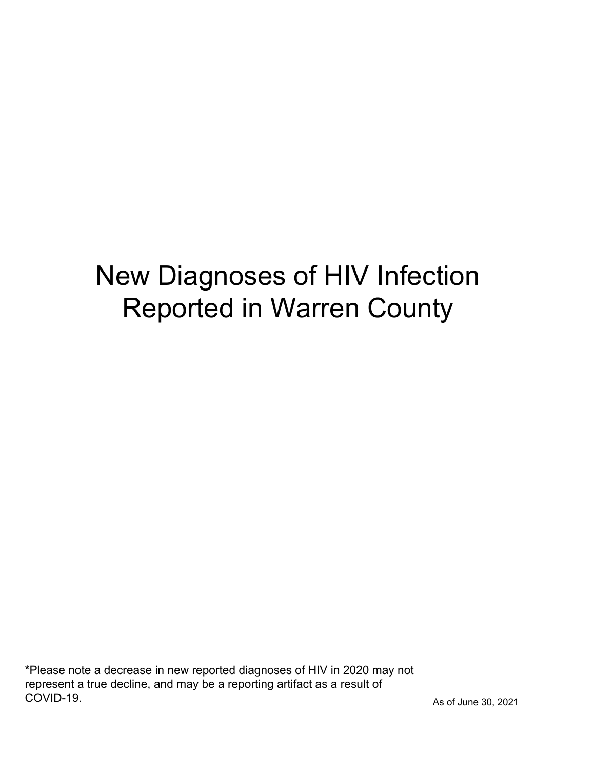# New Diagnoses of HIV Infection Reported in Warren County

**\***Please note a decrease in new reported diagnoses of HIV in 2020 may not represent a true decline, and may be a reporting artifact as a result of COVID-19.

As of June 30, 2021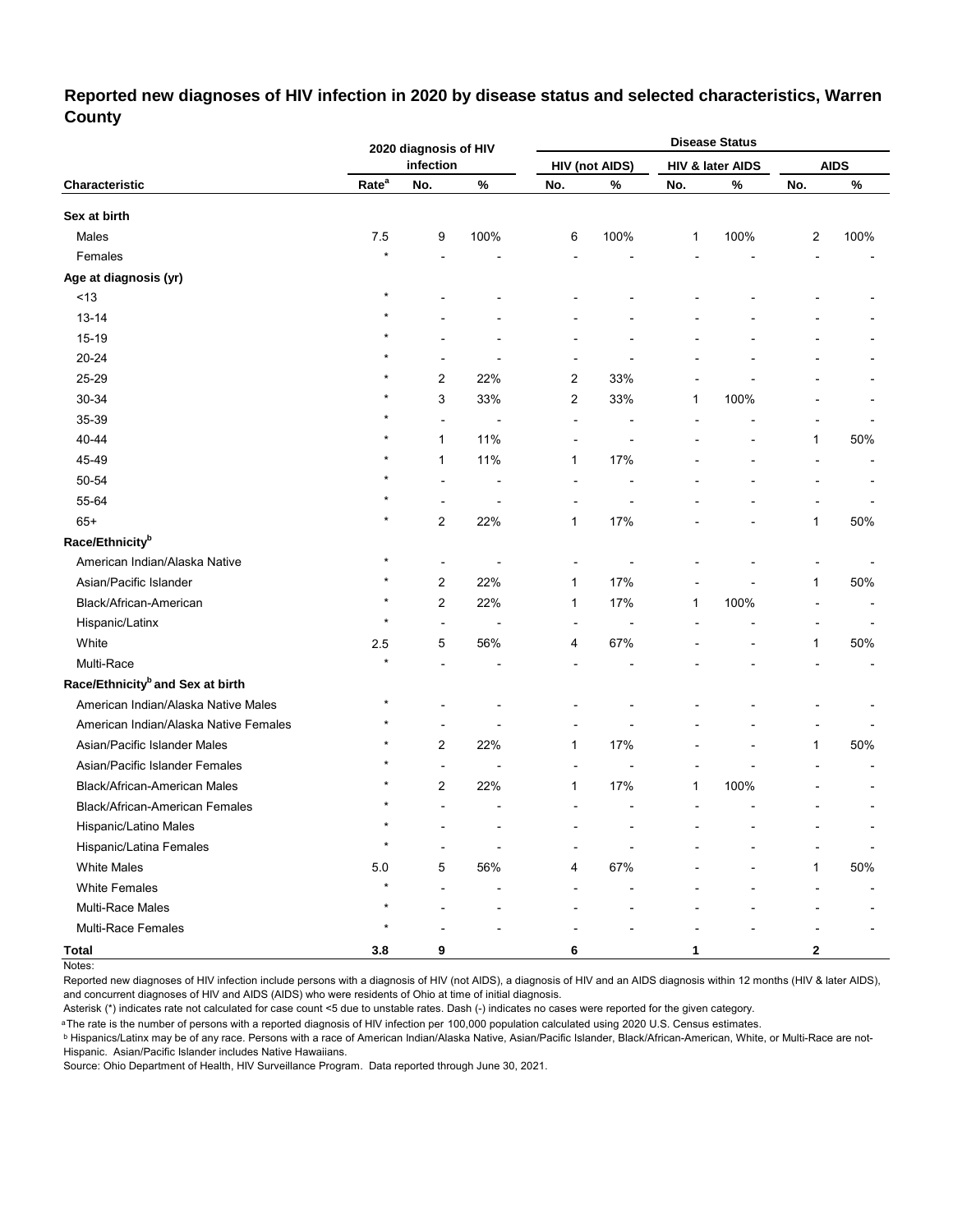## Reported new diagnoses of HIV infection in 2020 by disease status and selected characteristics, Warren County

| Characteristic | 2020 diagnosis of HIV infection | | | Disease Status | | | | | |
|---|---|---|---|---|---|---|---|---|---|
| | | | | HIV (not AIDS) | | HIV & later AIDS | | AIDS | |
| | Rate[a] | No. | % | No. | % | No. | % | No. | % |
| **Sex at birth** | | | | | | | | | |
| Males | 7.5 | 9 | 100% | 6 | 100% | 1 | 100% | 2 | 100% |
| Females | * | - | - | - | - | - | - | - | - |
| **Age at diagnosis (yr)** | | | | | | | | | |
| <13 | * | - | - | - | - | - | - | - | - |
| 13-14 | * | - | - | - | - | - | - | - | - |
| 15-19 | * | - | - | - | - | - | - | - | - |
| 20-24 | * | - | - | - | - | - | - | - | - |
| 25-29 | * | 2 | 22% | 2 | 33% | - | - | - | - |
| 30-34 | * | 3 | 33% | 2 | 33% | 1 | 100% | - | - |
| 35-39 | * | - | - | - | - | - | - | - | - |
| 40-44 | * | 1 | 11% | - | - | - | - | 1 | 50% |
| 45-49 | * | 1 | 11% | 1 | 17% | - | - | - | - |
| 50-54 | * | - | - | - | - | - | - | - | - |
| 55-64 | * | - | - | - | - | - | - | - | - |
| 65+ | * | 2 | 22% | 1 | 17% | - | - | 1 | 50% |
| **Race/Ethnicity[b]** | | | | | | | | | |
| American Indian/Alaska Native | * | - | - | - | - | - | - | - | - |
| Asian/Pacific Islander | * | 2 | 22% | 1 | 17% | - | - | 1 | 50% |
| Black/African-American | * | 2 | 22% | 1 | 17% | 1 | 100% | - | - |
| Hispanic/Latinx | * | - | - | - | - | - | - | - | - |
| White | 2.5 | 5 | 56% | 4 | 67% | - | - | 1 | 50% |
| Multi-Race | * | - | - | - | - | - | - | - | - |
| **Race/Ethnicity[b] and Sex at birth** | | | | | | | | | |
| American Indian/Alaska Native Males | * | - | - | - | - | - | - | - | - |
| American Indian/Alaska Native Females | * | - | - | - | - | - | - | - | - |
| Asian/Pacific Islander Males | * | 2 | 22% | 1 | 17% | - | - | 1 | 50% |
| Asian/Pacific Islander Females | * | - | - | - | - | - | - | - | - |
| Black/African-American Males | * | 2 | 22% | 1 | 17% | 1 | 100% | - | - |
| Black/African-American Females | * | - | - | - | - | - | - | - | - |
| Hispanic/Latino Males | * | - | - | - | - | - | - | - | - |
| Hispanic/Latina Females | * | - | - | - | - | - | - | - | - |
| White Males | 5.0 | 5 | 56% | 4 | 67% | - | - | 1 | 50% |
| White Females | * | - | - | - | - | - | - | - | - |
| Multi-Race Males | * | - | - | - | - | - | - | - | - |
| Multi-Race Females | * | - | - | - | - | - | - | - | - |
| **Total** | **3.8** | **9** | | **6** | | **1** | | **2** | |

Notes:

Reported new diagnoses of HIV infection include persons with a diagnosis of HIV (not AIDS), a diagnosis of HIV and an AIDS diagnosis within 12 months (HIV & later AIDS), and concurrent diagnoses of HIV and AIDS (AIDS) who were residents of Ohio at time of initial diagnosis.

Asterisk (*) indicates rate not calculated for case count <5 due to unstable rates. Dash (-) indicates no cases were reported for the given category.

[a] The rate is the number of persons with a reported diagnosis of HIV infection per 100,000 population calculated using 2020 U.S. Census estimates.

[b] Hispanics/Latinx may be of any race. Persons with a race of American Indian/Alaska Native, Asian/Pacific Islander, Black/African-American, White, or Multi-Race are not-Hispanic. Asian/Pacific Islander includes Native Hawaiians.

Source: Ohio Department of Health, HIV Surveillance Program. Data reported through June 30, 2021.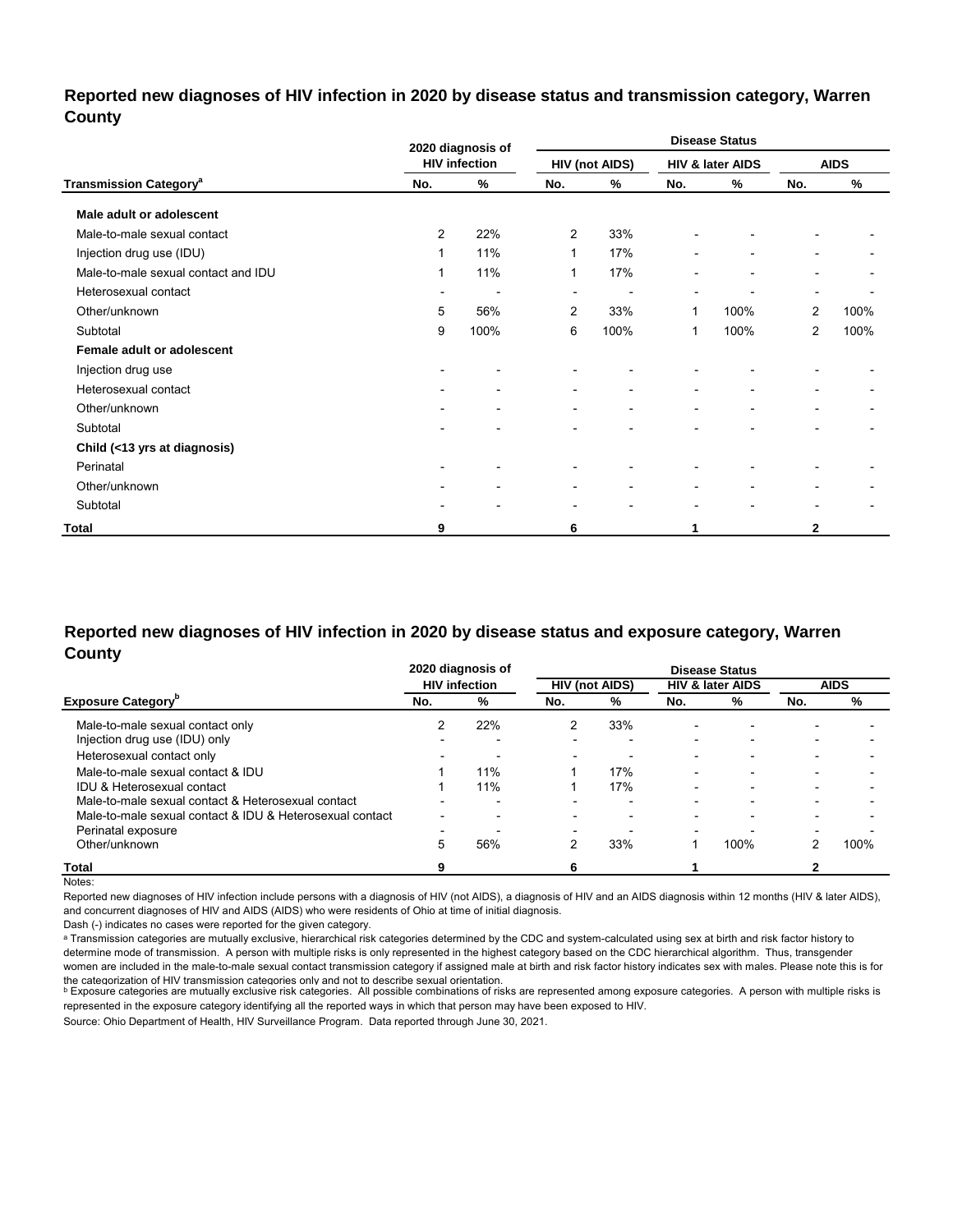## Reported new diagnoses of HIV infection in 2020 by disease status and transmission category, Warren County

| Transmission Category[a] | 2020 diagnosis of HIV infection | | Disease Status | | | | | |
|---|---|---|---|---|---|---|---|---|
| | | | HIV (not AIDS) | | HIV & later AIDS | | AIDS | |
| | No. | % | No. | % | No. | % | No. | % |
| **Male adult or adolescent** | | | | | | | | |
| Male-to-male sexual contact | 2 | 22% | 2 | 33% | - | - | - | - |
| Injection drug use (IDU) | 1 | 11% | 1 | 17% | - | - | - | - |
| Male-to-male sexual contact and IDU | 1 | 11% | 1 | 17% | - | - | - | - |
| Heterosexual contact | - | - | - | - | - | - | - | - |
| Other/unknown | 5 | 56% | 2 | 33% | 1 | 100% | 2 | 100% |
| Subtotal | 9 | 100% | 6 | 100% | 1 | 100% | 2 | 100% |
| **Female adult or adolescent** | | | | | | | | |
| Injection drug use | - | - | - | - | - | - | - | - |
| Heterosexual contact | - | - | - | - | - | - | - | - |
| Other/unknown | - | - | - | - | - | - | - | - |
| Subtotal | - | - | - | - | - | - | - | - |
| **Child (<13 yrs at diagnosis)** | | | | | | | | |
| Perinatal | - | - | - | - | - | - | - | - |
| Other/unknown | - | - | - | - | - | - | - | - |
| Subtotal | - | - | - | - | - | - | - | - |
| **Total** | **9** | | **6** | | **1** | | **2** | |

## Reported new diagnoses of HIV infection in 2020 by disease status and exposure category, Warren County

| Exposure Category[b] | 2020 diagnosis of HIV infection | | Disease Status | | | | | |
|---|---|---|---|---|---|---|---|---|
| | | | HIV (not AIDS) | | HIV & later AIDS | | AIDS | |
| | No. | % | No. | % | No. | % | No. | % |
| Male-to-male sexual contact only | 2 | 22% | 2 | 33% | - | - | - | - |
| Injection drug use (IDU) only | - | - | - | - | - | - | - | - |
| Heterosexual contact only | - | - | - | - | - | - | - | - |
| Male-to-male sexual contact & IDU | 1 | 11% | 1 | 17% | - | - | - | - |
| IDU & Heterosexual contact | 1 | 11% | 1 | 17% | - | - | - | - |
| Male-to-male sexual contact & Heterosexual contact | - | - | - | - | - | - | - | - |
| Male-to-male sexual contact & IDU & Heterosexual contact | - | - | - | - | - | - | - | - |
| Perinatal exposure | - | - | - | - | - | - | - | - |
| Other/unknown | 5 | 56% | 2 | 33% | 1 | 100% | 2 | 100% |
| **Total** | **9** | | **6** | | **1** | | **2** | |

Notes:

Reported new diagnoses of HIV infection include persons with a diagnosis of HIV (not AIDS), a diagnosis of HIV and an AIDS diagnosis within 12 months (HIV & later AIDS), and concurrent diagnoses of HIV and AIDS (AIDS) who were residents of Ohio at time of initial diagnosis.

Dash (-) indicates no cases were reported for the given category.

[a] Transmission categories are mutually exclusive, hierarchical risk categories determined by the CDC and system-calculated using sex at birth and risk factor history to determine mode of transmission. A person with multiple risks is only represented in the highest category based on the CDC hierarchical algorithm. Thus, transgender women are included in the male-to-male sexual contact transmission category if assigned male at birth and risk factor history indicates sex with males. Please note this is for the categorization of HIV transmission categories only and not to describe sexual orientation.

[b] Exposure categories are mutually exclusive risk categories. All possible combinations of risks are represented among exposure categories. A person with multiple risks is represented in the exposure category identifying all the reported ways in which that person may have been exposed to HIV.

Source: Ohio Department of Health, HIV Surveillance Program. Data reported through June 30, 2021.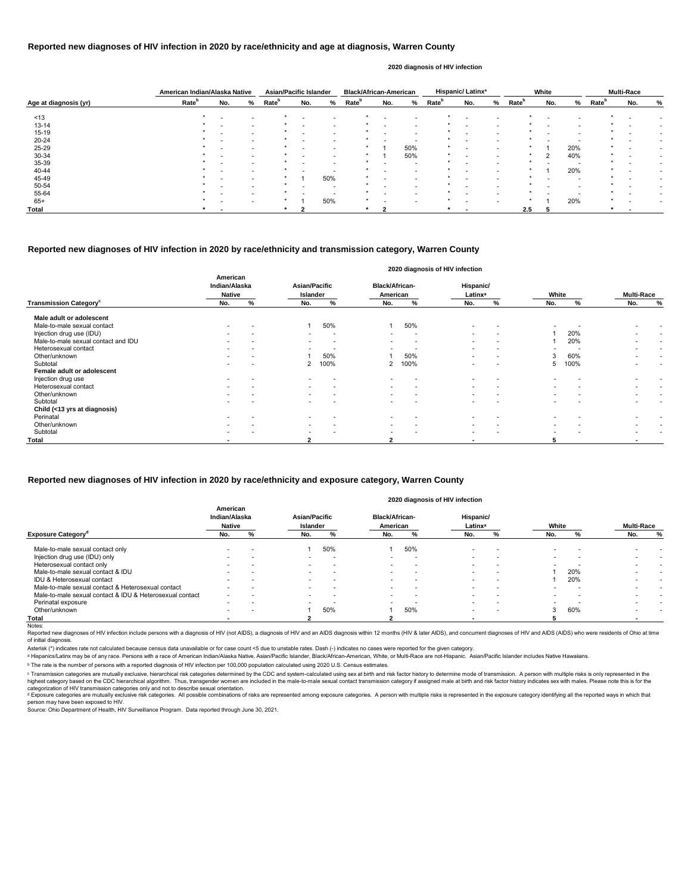## Reported new diagnoses of HIV infection in 2020 by race/ethnicity and age at diagnosis, Warren County

2020 diagnosis of HIV infection

| Age at diagnosis (yr) | American Indian/Alaska Native | | | Asian/Pacific Islander | | | Black/African-American | | | Hispanic/ Latinx[a] | | | White | | | Multi-Race | | |
|---|---|---|---|---|---|---|---|---|---|---|---|---|---|---|---|---|---|---|
| | Rate[b] | No. | % | Rate[b] | No. | % | Rate[b] | No. | % | Rate[b] | No. | % | Rate[b] | No. | % | Rate[b] | No. | % |
| <13 | * | - | - | * | - | - | * | - | - | * | - | - | * | - | - | * | - | - |
| 13-14 | * | - | - | * | - | - | * | - | - | * | - | - | * | - | - | * | - | - |
| 15-19 | * | - | - | * | - | - | * | - | - | * | - | - | * | - | - | * | - | - |
| 20-24 | * | - | - | * | - | - | * | - | - | * | - | - | * | - | - | * | - | - |
| 25-29 | * | - | - | * | - | - | * | 1 | 50% | * | - | - | * | 1 | 20% | * | - | - |
| 30-34 | * | - | - | * | - | - | * | 1 | 50% | * | - | - | * | 2 | 40% | * | - | - |
| 35-39 | * | - | - | * | - | - | * | - | - | * | - | - | * | - | - | * | - | - |
| 40-44 | * | - | - | * | - | - | * | - | - | * | - | - | * | 1 | 20% | * | - | - |
| 45-49 | * | - | - | * | 1 | 50% | * | - | - | * | - | - | * | - | - | * | - | - |
| 50-54 | * | - | - | * | - | - | * | - | - | * | - | - | * | - | - | * | - | - |
| 55-64 | * | - | - | * | - | - | * | - | - | * | - | - | * | - | - | * | - | - |
| 65+ | * | - | - | * | 1 | 50% | * | - | - | * | - | - | * | 1 | 20% | * | - | - |
| **Total** | * | - | | * | 2 | | * | 2 | | * | - | | 2.5 | 5 | | * | - | |

## Reported new diagnoses of HIV infection in 2020 by race/ethnicity and transmission category, Warren County

2020 diagnosis of HIV infection

| Transmission Category[c] | American Indian/Alaska Native No. | % | Asian/Pacific Islander No. | % | Black/African-American No. | % | Hispanic/ Latinx[a] No. | % | White No. | % | Multi-Race No. | % |
|---|---|---|---|---|---|---|---|---|---|---|---|---|
| **Male adult or adolescent** | | | | | | | | | | | | |
| Male-to-male sexual contact | - | - | 1 | 50% | 1 | 50% | - | - | - | - | - | - |
| Injection drug use (IDU) | - | - | - | - | - | - | - | - | 1 | 20% | - | - |
| Male-to-male sexual contact and IDU | - | - | - | - | - | - | - | - | 1 | 20% | - | - |
| Heterosexual contact | - | - | - | - | - | - | - | - | - | - | - | - |
| Other/unknown | - | - | 1 | 50% | 1 | 50% | - | - | 3 | 60% | - | - |
| Subtotal | - | - | 2 | 100% | 2 | 100% | - | - | 5 | 100% | - | - |
| **Female adult or adolescent** | | | | | | | | | | | | |
| Injection drug use | - | - | - | - | - | - | - | - | - | - | - | - |
| Heterosexual contact | - | - | - | - | - | - | - | - | - | - | - | - |
| Other/unknown | - | - | - | - | - | - | - | - | - | - | - | - |
| Subtotal | - | - | - | - | - | - | - | - | - | - | - | - |
| **Child (<13 yrs at diagnosis)** | | | | | | | | | | | | |
| Perinatal | - | - | - | - | - | - | - | - | - | - | - | - |
| Other/unknown | - | - | - | - | - | - | - | - | - | - | - | - |
| Subtotal | - | - | - | - | - | - | - | - | - | - | - | - |
| **Total** | - | | 2 | | 2 | | - | | 5 | | - | |

## Reported new diagnoses of HIV infection in 2020 by race/ethnicity and exposure category, Warren County

2020 diagnosis of HIV infection

| Exposure Category[d] | American Indian/Alaska Native No. | % | Asian/Pacific Islander No. | % | Black/African-American No. | % | Hispanic/ Latinx[a] No. | % | White No. | % | Multi-Race No. | % |
|---|---|---|---|---|---|---|---|---|---|---|---|---|
| Male-to-male sexual contact only | - | - | 1 | 50% | 1 | 50% | - | - | - | - | - | - |
| Injection drug use (IDU) only | - | - | - | - | - | - | - | - | - | - | - | - |
| Heterosexual contact only | - | - | - | - | - | - | - | - | - | - | - | - |
| Male-to-male sexual contact & IDU | - | - | - | - | - | - | - | - | 1 | 20% | - | - |
| IDU & Heterosexual contact | - | - | - | - | - | - | - | - | 1 | 20% | - | - |
| Male-to-male sexual contact & Heterosexual contact | - | - | - | - | - | - | - | - | - | - | - | - |
| Male-to-male sexual contact & IDU & Heterosexual contact | - | - | - | - | - | - | - | - | - | - | - | - |
| Perinatal exposure | - | - | - | - | - | - | - | - | - | - | - | - |
| Other/unknown | - | - | 1 | 50% | 1 | 50% | - | - | 3 | 60% | - | - |
| **Total** | - | | 2 | | 2 | | - | | 5 | | - | |

Notes:

Reported new diagnoses of HIV infection include persons with a diagnosis of HIV (not AIDS), a diagnosis of HIV and an AIDS diagnosis within 12 months (HIV & later AIDS), and concurrent diagnoses of HIV and AIDS (AIDS) who were residents of Ohio at time of initial diagnosis.

Asterisk (*) indicates rate not calculated because census data unavailable or for case count <5 due to unstable rates. Dash (-) indicates no cases were reported for the given category.

[a] Hispanics/Latinx may be of any race. Persons with a race of American Indian/Alaska Native, Asian/Pacific Islander, Black/African-American, White, or Multi-Race are not-Hispanic. Asian/Pacific Islander includes Native Hawaiians.

[b] The rate is the number of persons with a reported diagnosis of HIV infection per 100,000 population calculated using 2020 U.S. Census estimates.

[c] Transmission categories are mutually exclusive, hierarchical risk categories determined by the CDC and system-calculated using sex at birth and risk factor history to determine mode of transmission. A person with multiple risks is only represented in the highest category based on the CDC hierarchical algorithm. Thus, transgender women are included in the male-to-male sexual contact transmission category if assigned male at birth and risk factor history indicates sex with males. Please note this is for the categorization of HIV transmission categories only and not to describe sexual orientation.

[d] Exposure categories are mutually exclusive risk categories. All possible combinations of risks are represented among exposure categories. A person with multiple risks is represented in the exposure category identifying all the reported ways in which that person may have been exposed to HIV.

Source: Ohio Department of Health, HIV Surveillance Program. Data reported through June 30, 2021.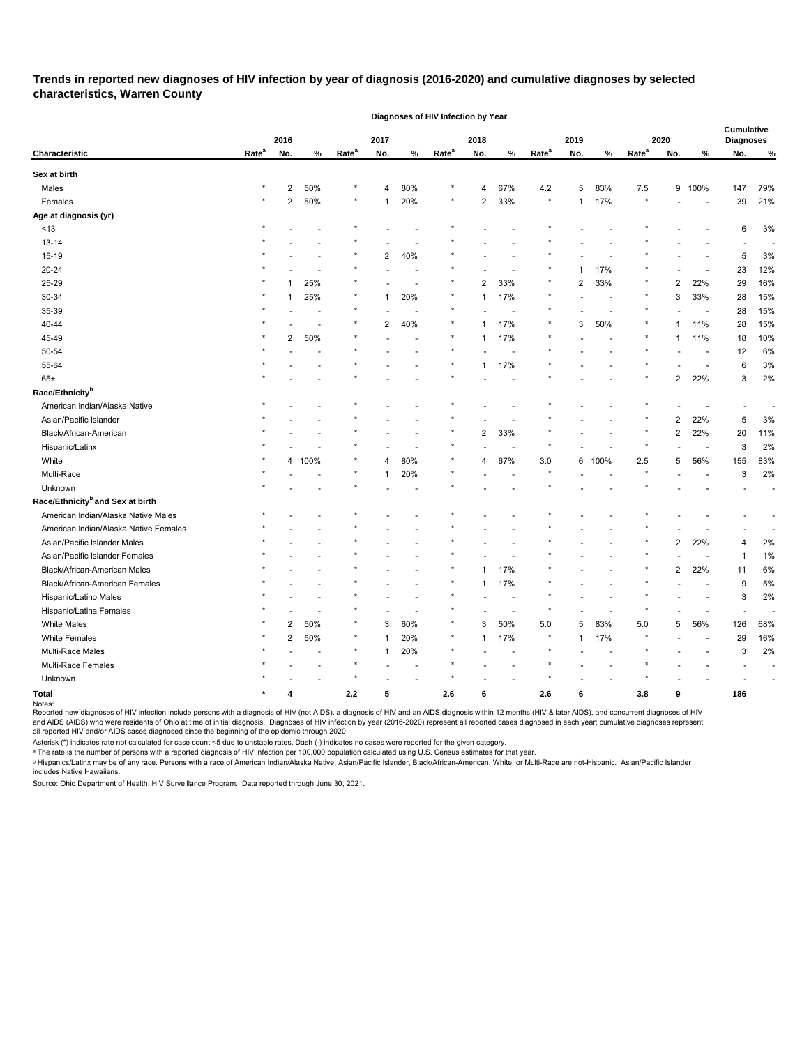# Trends in reported new diagnoses of HIV infection by year of diagnosis (2016-2020) and cumulative diagnoses by selected characteristics, Warren County

| | Diagnoses of HIV Infection by Year | | | | | | | | | | | | | | | Cumulative Diagnoses | |
|---|---|---|---|---|---|---|---|---|---|---|---|---|---|---|---|---|---|
| | 2016 | | | 2017 | | | 2018 | | | 2019 | | | 2020 | | | | |
| Characteristic | Rate[a] | No. | % | Rate[a] | No. | % | Rate[a] | No. | % | Rate[a] | No. | % | Rate[a] | No. | % | No. | % |
| **Sex at birth** | | | | | | | | | | | | | | | | | |
| Males | * | 2 | 50% | * | 4 | 80% | * | 4 | 67% | 4.2 | 5 | 83% | 7.5 | 9 | 100% | 147 | 79% |
| Females | * | 2 | 50% | * | 1 | 20% | * | 2 | 33% | * | 1 | 17% | * | - | - | 39 | 21% |
| **Age at diagnosis (yr)** | | | | | | | | | | | | | | | | | |
| <13 | * | - | - | * | - | - | * | - | - | * | - | - | * | - | - | 6 | 3% |
| 13-14 | * | - | - | * | - | - | * | - | - | * | - | - | * | - | - | - | - |
| 15-19 | * | - | - | * | 2 | 40% | * | - | - | * | - | - | * | - | - | 5 | 3% |
| 20-24 | * | - | - | * | - | - | * | - | - | * | 1 | 17% | * | - | - | 23 | 12% |
| 25-29 | * | 1 | 25% | * | - | - | * | 2 | 33% | * | 2 | 33% | * | 2 | 22% | 29 | 16% |
| 30-34 | * | 1 | 25% | * | 1 | 20% | * | 1 | 17% | * | - | - | * | 3 | 33% | 28 | 15% |
| 35-39 | * | - | - | * | - | - | * | - | - | * | - | - | * | - | - | 28 | 15% |
| 40-44 | * | - | - | * | 2 | 40% | * | 1 | 17% | * | 3 | 50% | * | 1 | 11% | 28 | 15% |
| 45-49 | * | 2 | 50% | * | - | - | * | 1 | 17% | * | - | - | * | 1 | 11% | 18 | 10% |
| 50-54 | * | - | - | * | - | - | * | - | - | * | - | - | * | - | - | 12 | 6% |
| 55-64 | * | - | - | * | - | - | * | 1 | 17% | * | - | - | * | - | - | 6 | 3% |
| 65+ | * | - | - | * | - | - | * | - | - | * | - | - | * | 2 | 22% | 3 | 2% |
| **Race/Ethnicity[b]** | | | | | | | | | | | | | | | | | |
| American Indian/Alaska Native | * | - | - | * | - | - | * | - | - | * | - | - | * | - | - | - | - |
| Asian/Pacific Islander | * | - | - | * | - | - | * | - | - | * | - | - | * | 2 | 22% | 5 | 3% |
| Black/African-American | * | - | - | * | - | - | * | 2 | 33% | * | - | - | * | 2 | 22% | 20 | 11% |
| Hispanic/Latinx | * | - | - | * | - | - | * | - | - | * | - | - | * | - | - | 3 | 2% |
| White | * | 4 | 100% | * | 4 | 80% | * | 4 | 67% | 3.0 | 6 | 100% | 2.5 | 5 | 56% | 155 | 83% |
| Multi-Race | * | - | - | * | 1 | 20% | * | - | - | * | - | - | * | - | - | 3 | 2% |
| Unknown | * | - | - | * | - | - | * | - | - | * | - | - | * | - | - | - | - |
| **Race/Ethnicity[b] and Sex at birth** | | | | | | | | | | | | | | | | | |
| American Indian/Alaska Native Males | * | - | - | * | - | - | * | - | - | * | - | - | * | - | - | - | - |
| American Indian/Alaska Native Females | * | - | - | * | - | - | * | - | - | * | - | - | * | - | - | - | - |
| Asian/Pacific Islander Males | * | - | - | * | - | - | * | - | - | * | - | - | * | 2 | 22% | 4 | 2% |
| Asian/Pacific Islander Females | * | - | - | * | - | - | * | - | - | * | - | - | * | - | - | 1 | 1% |
| Black/African-American Males | * | - | - | * | - | - | * | 1 | 17% | * | - | - | * | 2 | 22% | 11 | 6% |
| Black/African-American Females | * | - | - | * | - | - | * | 1 | 17% | * | - | - | * | - | - | 9 | 5% |
| Hispanic/Latino Males | * | - | - | * | - | - | * | - | - | * | - | - | * | - | - | 3 | 2% |
| Hispanic/Latina Females | * | - | - | * | - | - | * | - | - | * | - | - | * | - | - | - | - |
| White Males | * | 2 | 50% | * | 3 | 60% | * | 3 | 50% | 5.0 | 5 | 83% | 5.0 | 5 | 56% | 126 | 68% |
| White Females | * | 2 | 50% | * | 1 | 20% | * | 1 | 17% | * | 1 | 17% | * | - | - | 29 | 16% |
| Multi-Race Males | * | - | - | * | 1 | 20% | * | - | - | * | - | - | * | - | - | 3 | 2% |
| Multi-Race Females | * | - | - | * | - | - | * | - | - | * | - | - | * | - | - | - | - |
| Unknown | * | - | - | * | - | - | * | - | - | * | - | - | * | - | - | - | - |
| **Total** | * | **4** | | **2.2** | **5** | | **2.6** | **6** | | **2.6** | **6** | | **3.8** | **9** | | **186** | |

Notes:

Reported new diagnoses of HIV infection include persons with a diagnosis of HIV (not AIDS), a diagnosis of HIV and an AIDS diagnosis within 12 months (HIV & later AIDS), and concurrent diagnoses of HIV and AIDS (AIDS) who were residents of Ohio at time of initial diagnosis. Diagnoses of HIV infection by year (2016-2020) represent all reported cases diagnosed in each year; cumulative diagnoses represent all reported HIV and/or AIDS cases diagnosed since the beginning of the epidemic through 2020.

Asterisk (*) indicates rate not calculated for case count <5 due to unstable rates. Dash (-) indicates no cases were reported for the given category.

[a] The rate is the number of persons with a reported diagnosis of HIV infection per 100,000 population calculated using U.S. Census estimates for that year.

[b] Hispanics/Latinx may be of any race. Persons with a race of American Indian/Alaska Native, Asian/Pacific Islander, Black/African-American, White, or Multi-Race are not-Hispanic. Asian/Pacific Islander includes Native Hawaiians.

Source: Ohio Department of Health, HIV Surveillance Program. Data reported through June 30, 2021.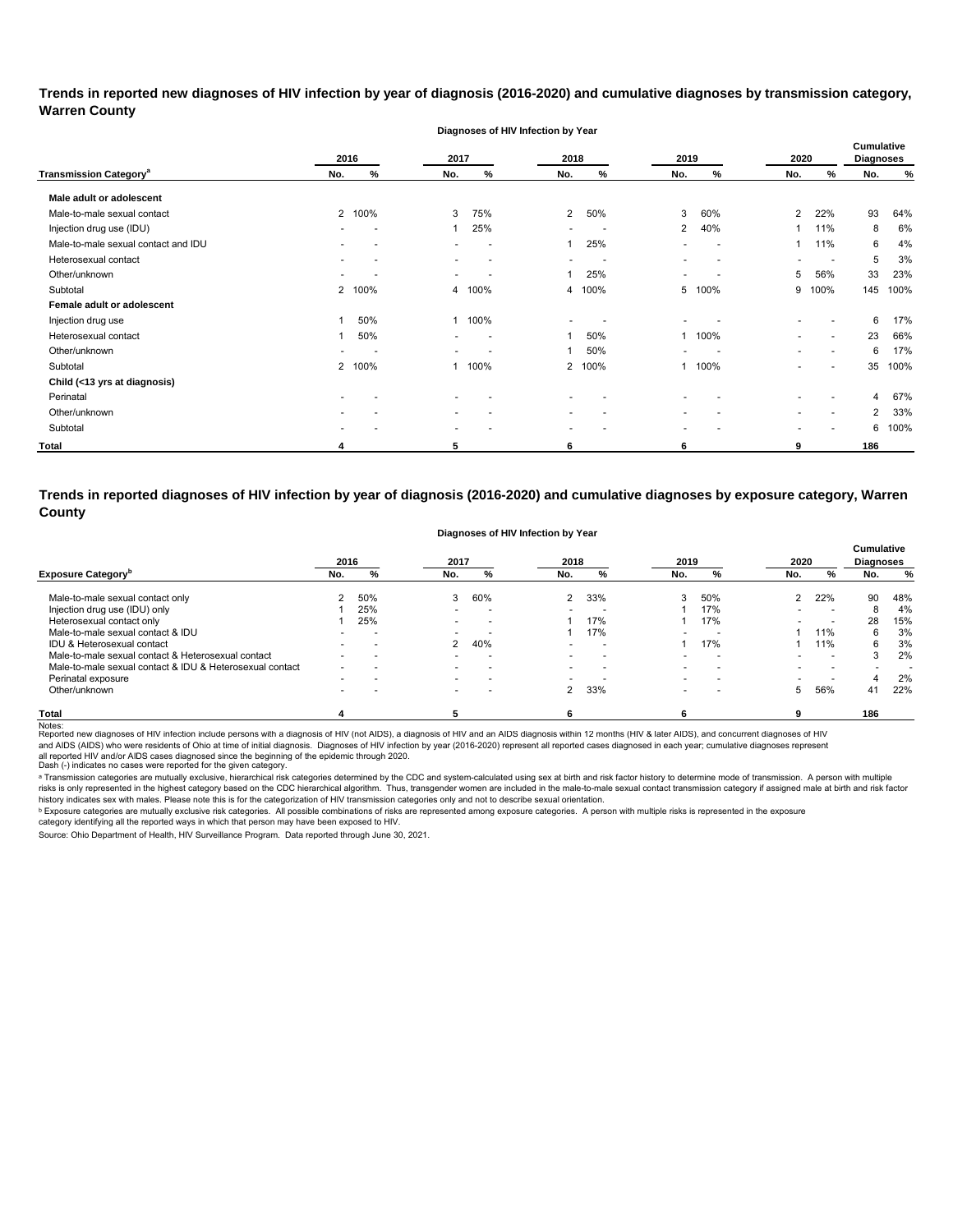## Trends in reported new diagnoses of HIV infection by year of diagnosis (2016-2020) and cumulative diagnoses by transmission category, Warren County

| Transmission Category[a] | 2016 No. | 2016 % | 2017 No. | 2017 % | 2018 No. | 2018 % | 2019 No. | 2019 % | 2020 No. | 2020 % | Cumulative Diagnoses No. | Cumulative Diagnoses % |
|---|---|---|---|---|---|---|---|---|---|---|---|---|
| **Male adult or adolescent** | | | | | | | | | | | | |
| Male-to-male sexual contact | 2 | 100% | 3 | 75% | 2 | 50% | 3 | 60% | 2 | 22% | 93 | 64% |
| Injection drug use (IDU) | - | - | 1 | 25% | - | - | 2 | 40% | 1 | 11% | 8 | 6% |
| Male-to-male sexual contact and IDU | - | - | - | - | 1 | 25% | - | - | 1 | 11% | 6 | 4% |
| Heterosexual contact | - | - | - | - | - | - | - | - | - | - | 5 | 3% |
| Other/unknown | - | - | - | - | 1 | 25% | - | - | 5 | 56% | 33 | 23% |
| Subtotal | 2 | 100% | 4 | 100% | 4 | 100% | 5 | 100% | 9 | 100% | 145 | 100% |
| **Female adult or adolescent** | | | | | | | | | | | | |
| Injection drug use | 1 | 50% | 1 | 100% | - | - | - | - | - | - | 6 | 17% |
| Heterosexual contact | 1 | 50% | - | - | 1 | 50% | 1 | 100% | - | - | 23 | 66% |
| Other/unknown | - | - | - | - | 1 | 50% | - | - | - | - | 6 | 17% |
| Subtotal | 2 | 100% | 1 | 100% | 2 | 100% | 1 | 100% | - | - | 35 | 100% |
| **Child (<13 yrs at diagnosis)** | | | | | | | | | | | | |
| Perinatal | - | - | - | - | - | - | - | - | - | - | 4 | 67% |
| Other/unknown | - | - | - | - | - | - | - | - | - | - | 2 | 33% |
| Subtotal | - | - | - | - | - | - | - | - | - | - | 6 | 100% |
| **Total** | 4 | | 5 | | 6 | | 6 | | 9 | | 186 | |

## Trends in reported diagnoses of HIV infection by year of diagnosis (2016-2020) and cumulative diagnoses by exposure category, Warren County

| Exposure Category[b] | 2016 No. | 2016 % | 2017 No. | 2017 % | 2018 No. | 2018 % | 2019 No. | 2019 % | 2020 No. | 2020 % | Cumulative Diagnoses No. | Cumulative Diagnoses % |
|---|---|---|---|---|---|---|---|---|---|---|---|---|
| Male-to-male sexual contact only | 2 | 50% | 3 | 60% | 2 | 33% | 3 | 50% | 2 | 22% | 90 | 48% |
| Injection drug use (IDU) only | 1 | 25% | - | - | - | - | 1 | 17% | - | - | 8 | 4% |
| Heterosexual contact only | 1 | 25% | - | - | 1 | 17% | 1 | 17% | - | - | 28 | 15% |
| Male-to-male sexual contact & IDU | - | - | - | - | 1 | 17% | - | - | 1 | 11% | 6 | 3% |
| IDU & Heterosexual contact | - | - | 2 | 40% | - | - | 1 | 17% | 1 | 11% | 6 | 3% |
| Male-to-male sexual contact & Heterosexual contact | - | - | - | - | - | - | - | - | - | - | 3 | 2% |
| Male-to-male sexual contact & IDU & Heterosexual contact | - | - | - | - | - | - | - | - | - | - | - | - |
| Perinatal exposure | - | - | - | - | - | - | - | - | - | - | 4 | 2% |
| Other/unknown | - | - | - | - | 2 | 33% | - | - | 5 | 56% | 41 | 22% |
| **Total** | 4 | | 5 | | 6 | | 6 | | 9 | | 186 | |

Notes:
Reported new diagnoses of HIV infection include persons with a diagnosis of HIV (not AIDS), a diagnosis of HIV and an AIDS diagnosis within 12 months (HIV & later AIDS), and concurrent diagnoses of HIV and AIDS (AIDS) who were residents of Ohio at time of initial diagnosis. Diagnoses of HIV infection by year (2016-2020) represent all reported cases diagnosed in each year; cumulative diagnoses represent all reported HIV and/or AIDS cases diagnosed since the beginning of the epidemic through 2020.
Dash (-) indicates no cases were reported for the given category.

[a] Transmission categories are mutually exclusive, hierarchical risk categories determined by the CDC and system-calculated using sex at birth and risk factor history to determine mode of transmission. A person with multiple risks is only represented in the highest category based on the CDC hierarchical algorithm. Thus, transgender women are included in the male-to-male sexual contact transmission category if assigned male at birth and risk factor history indicates sex with males. Please note this is for the categorization of HIV transmission categories only and not to describe sexual orientation.

[b] Exposure categories are mutually exclusive risk categories. All possible combinations of risks are represented among exposure categories. A person with multiple risks is represented in the exposure category identifying all the reported ways in which that person may have been exposed to HIV.

Source: Ohio Department of Health, HIV Surveillance Program. Data reported through June 30, 2021.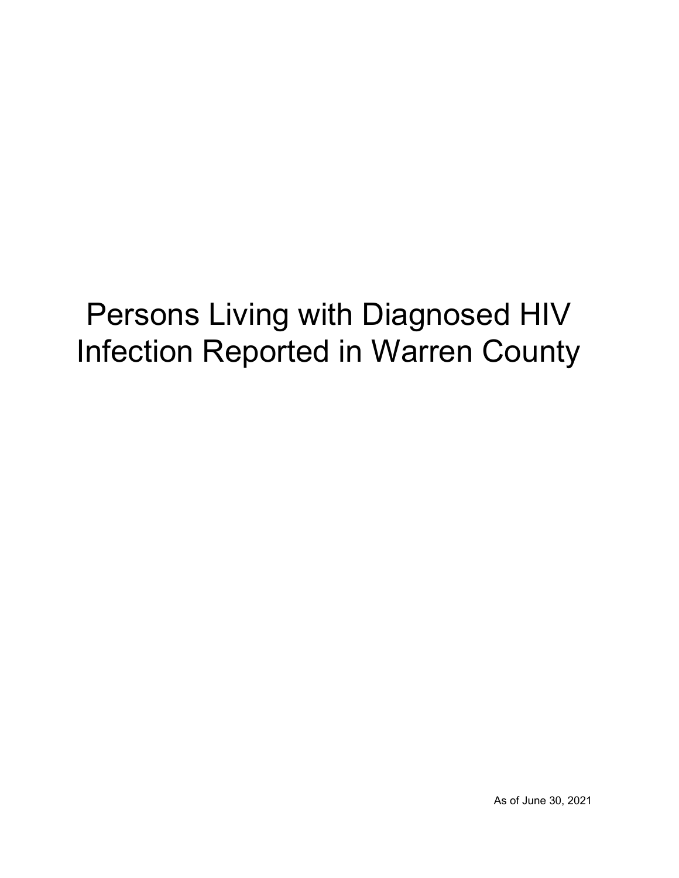# Persons Living with Diagnosed HIV Infection Reported in Warren County

As of June 30, 2021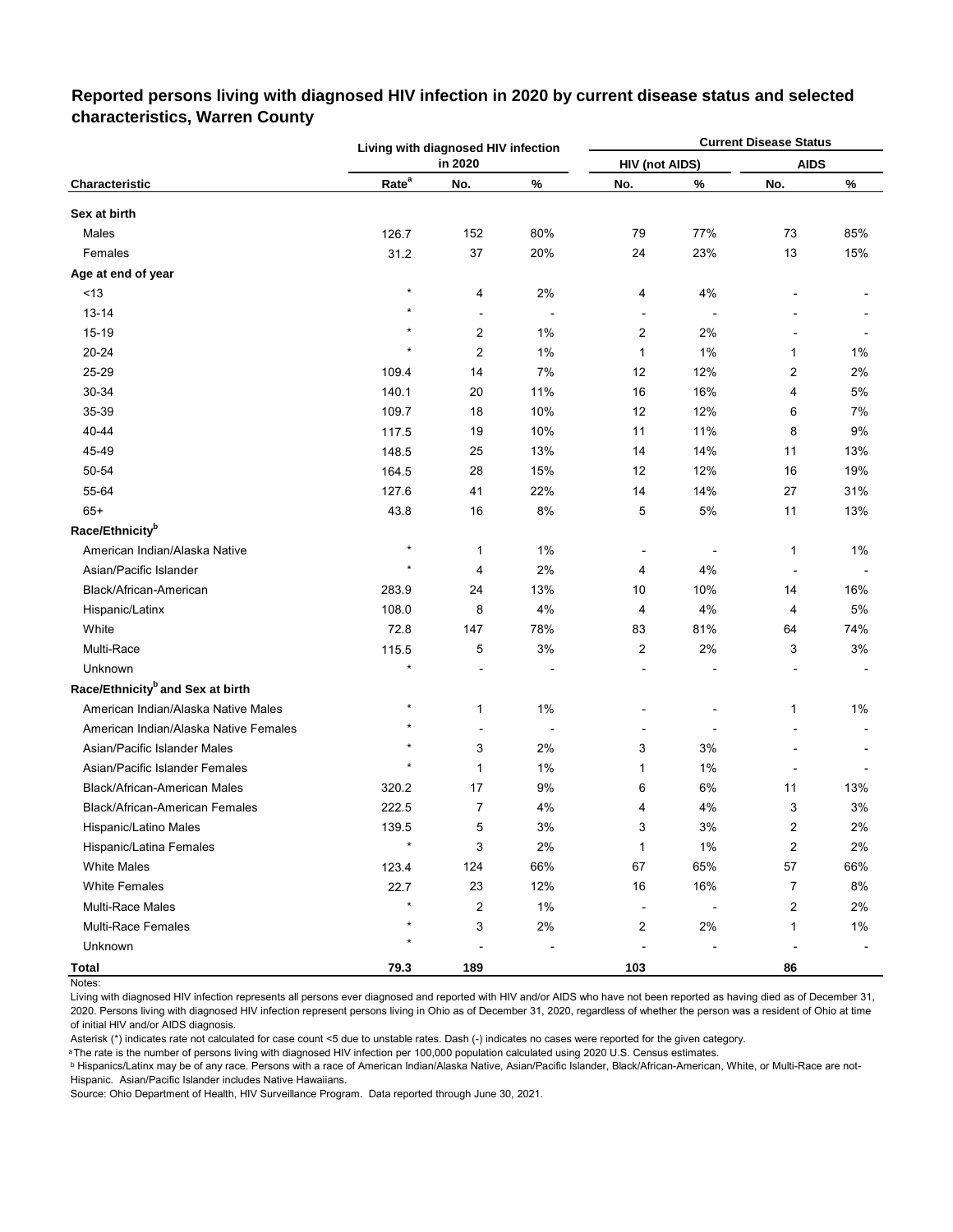## Reported persons living with diagnosed HIV infection in 2020 by current disease status and selected characteristics, Warren County

| Characteristic | Living with diagnosed HIV infection in 2020 | | | Current Disease Status | | | |
|---|---|---|---|---|---|---|---|
| | | | | HIV (not AIDS) | | AIDS | |
| | Rate[a] | No. | % | No. | % | No. | % |
| **Sex at birth** | | | | | | | |
| Males | 126.7 | 152 | 80% | 79 | 77% | 73 | 85% |
| Females | 31.2 | 37 | 20% | 24 | 23% | 13 | 15% |
| **Age at end of year** | | | | | | | |
| <13 | * | 4 | 2% | 4 | 4% | - | - |
| 13-14 | * | - | - | - | - | - | - |
| 15-19 | * | 2 | 1% | 2 | 2% | - | - |
| 20-24 | * | 2 | 1% | 1 | 1% | 1 | 1% |
| 25-29 | 109.4 | 14 | 7% | 12 | 12% | 2 | 2% |
| 30-34 | 140.1 | 20 | 11% | 16 | 16% | 4 | 5% |
| 35-39 | 109.7 | 18 | 10% | 12 | 12% | 6 | 7% |
| 40-44 | 117.5 | 19 | 10% | 11 | 11% | 8 | 9% |
| 45-49 | 148.5 | 25 | 13% | 14 | 14% | 11 | 13% |
| 50-54 | 164.5 | 28 | 15% | 12 | 12% | 16 | 19% |
| 55-64 | 127.6 | 41 | 22% | 14 | 14% | 27 | 31% |
| 65+ | 43.8 | 16 | 8% | 5 | 5% | 11 | 13% |
| **Race/Ethnicity[b]** | | | | | | | |
| American Indian/Alaska Native | * | 1 | 1% | - | - | 1 | 1% |
| Asian/Pacific Islander | * | 4 | 2% | 4 | 4% | - | - |
| Black/African-American | 283.9 | 24 | 13% | 10 | 10% | 14 | 16% |
| Hispanic/Latinx | 108.0 | 8 | 4% | 4 | 4% | 4 | 5% |
| White | 72.8 | 147 | 78% | 83 | 81% | 64 | 74% |
| Multi-Race | 115.5 | 5 | 3% | 2 | 2% | 3 | 3% |
| Unknown | * | - | - | - | - | - | - |
| **Race/Ethnicity[b] and Sex at birth** | | | | | | | |
| American Indian/Alaska Native Males | * | 1 | 1% | - | - | 1 | 1% |
| American Indian/Alaska Native Females | * | - | - | - | - | - | - |
| Asian/Pacific Islander Males | * | 3 | 2% | 3 | 3% | - | - |
| Asian/Pacific Islander Females | * | 1 | 1% | 1 | 1% | - | - |
| Black/African-American Males | 320.2 | 17 | 9% | 6 | 6% | 11 | 13% |
| Black/African-American Females | 222.5 | 7 | 4% | 4 | 4% | 3 | 3% |
| Hispanic/Latino Males | 139.5 | 5 | 3% | 3 | 3% | 2 | 2% |
| Hispanic/Latina Females | * | 3 | 2% | 1 | 1% | 2 | 2% |
| White Males | 123.4 | 124 | 66% | 67 | 65% | 57 | 66% |
| White Females | 22.7 | 23 | 12% | 16 | 16% | 7 | 8% |
| Multi-Race Males | * | 2 | 1% | - | - | 2 | 2% |
| Multi-Race Females | * | 3 | 2% | 2 | 2% | 1 | 1% |
| Unknown | * | - | - | - | - | - | - |
| **Total** | **79.3** | **189** | | **103** | | **86** | |

Notes:

Living with diagnosed HIV infection represents all persons ever diagnosed and reported with HIV and/or AIDS who have not been reported as having died as of December 31, 2020. Persons living with diagnosed HIV infection represent persons living in Ohio as of December 31, 2020, regardless of whether the person was a resident of Ohio at time of initial HIV and/or AIDS diagnosis.

Asterisk (*) indicates rate not calculated for case count <5 due to unstable rates. Dash (-) indicates no cases were reported for the given category.

[a] The rate is the number of persons living with diagnosed HIV infection per 100,000 population calculated using 2020 U.S. Census estimates.

[b] Hispanics/Latinx may be of any race. Persons with a race of American Indian/Alaska Native, Asian/Pacific Islander, Black/African-American, White, or Multi-Race are not-Hispanic. Asian/Pacific Islander includes Native Hawaiians.

Source: Ohio Department of Health, HIV Surveillance Program. Data reported through June 30, 2021.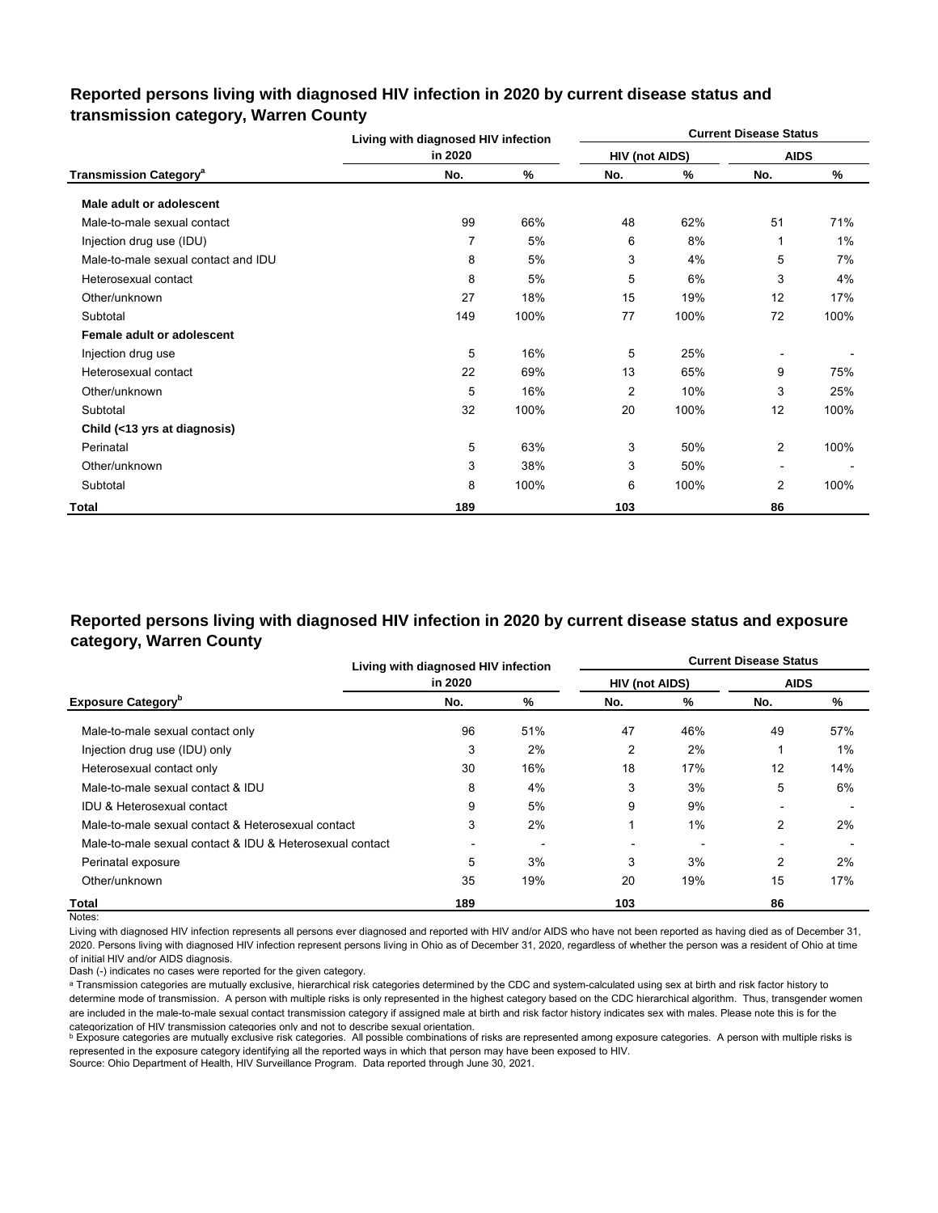## Reported persons living with diagnosed HIV infection in 2020 by current disease status and transmission category, Warren County

| Transmission Category[a] | Living with diagnosed HIV infection in 2020 | | Current Disease Status | | | |
|---|---|---|---|---|---|---|
| | | | HIV (not AIDS) | | AIDS | |
| | No. | % | No. | % | No. | % |
| **Male adult or adolescent** | | | | | | |
| Male-to-male sexual contact | 99 | 66% | 48 | 62% | 51 | 71% |
| Injection drug use (IDU) | 7 | 5% | 6 | 8% | 1 | 1% |
| Male-to-male sexual contact and IDU | 8 | 5% | 3 | 4% | 5 | 7% |
| Heterosexual contact | 8 | 5% | 5 | 6% | 3 | 4% |
| Other/unknown | 27 | 18% | 15 | 19% | 12 | 17% |
| Subtotal | 149 | 100% | 77 | 100% | 72 | 100% |
| **Female adult or adolescent** | | | | | | |
| Injection drug use | 5 | 16% | 5 | 25% | - | - |
| Heterosexual contact | 22 | 69% | 13 | 65% | 9 | 75% |
| Other/unknown | 5 | 16% | 2 | 10% | 3 | 25% |
| Subtotal | 32 | 100% | 20 | 100% | 12 | 100% |
| **Child (<13 yrs at diagnosis)** | | | | | | |
| Perinatal | 5 | 63% | 3 | 50% | 2 | 100% |
| Other/unknown | 3 | 38% | 3 | 50% | - | - |
| Subtotal | 8 | 100% | 6 | 100% | 2 | 100% |
| **Total** | **189** | | **103** | | **86** | |

## Reported persons living with diagnosed HIV infection in 2020 by current disease status and exposure category, Warren County

| Exposure Category[b] | Living with diagnosed HIV infection in 2020 | | Current Disease Status | | | |
|---|---|---|---|---|---|---|
| | | | HIV (not AIDS) | | AIDS | |
| | No. | % | No. | % | No. | % |
| Male-to-male sexual contact only | 96 | 51% | 47 | 46% | 49 | 57% |
| Injection drug use (IDU) only | 3 | 2% | 2 | 2% | 1 | 1% |
| Heterosexual contact only | 30 | 16% | 18 | 17% | 12 | 14% |
| Male-to-male sexual contact & IDU | 8 | 4% | 3 | 3% | 5 | 6% |
| IDU & Heterosexual contact | 9 | 5% | 9 | 9% | - | - |
| Male-to-male sexual contact & Heterosexual contact | 3 | 2% | 1 | 1% | 2 | 2% |
| Male-to-male sexual contact & IDU & Heterosexual contact | - | - | - | - | - | - |
| Perinatal exposure | 5 | 3% | 3 | 3% | 2 | 2% |
| Other/unknown | 35 | 19% | 20 | 19% | 15 | 17% |
| **Total** | **189** | | **103** | | **86** | |

Notes:

Living with diagnosed HIV infection represents all persons ever diagnosed and reported with HIV and/or AIDS who have not been reported as having died as of December 31, 2020. Persons living with diagnosed HIV infection represent persons living in Ohio as of December 31, 2020, regardless of whether the person was a resident of Ohio at time of initial HIV and/or AIDS diagnosis.

Dash (-) indicates no cases were reported for the given category.

[a] Transmission categories are mutually exclusive, hierarchical risk categories determined by the CDC and system-calculated using sex at birth and risk factor history to determine mode of transmission. A person with multiple risks is only represented in the highest category based on the CDC hierarchical algorithm. Thus, transgender women are included in the male-to-male sexual contact transmission category if assigned male at birth and risk factor history indicates sex with males. Please note this is for the categorization of HIV transmission categories only and not to describe sexual orientation.

[b] Exposure categories are mutually exclusive risk categories. All possible combinations of risks are represented among exposure categories. A person with multiple risks is represented in the exposure category identifying all the reported ways in which that person may have been exposed to HIV.

Source: Ohio Department of Health, HIV Surveillance Program. Data reported through June 30, 2021.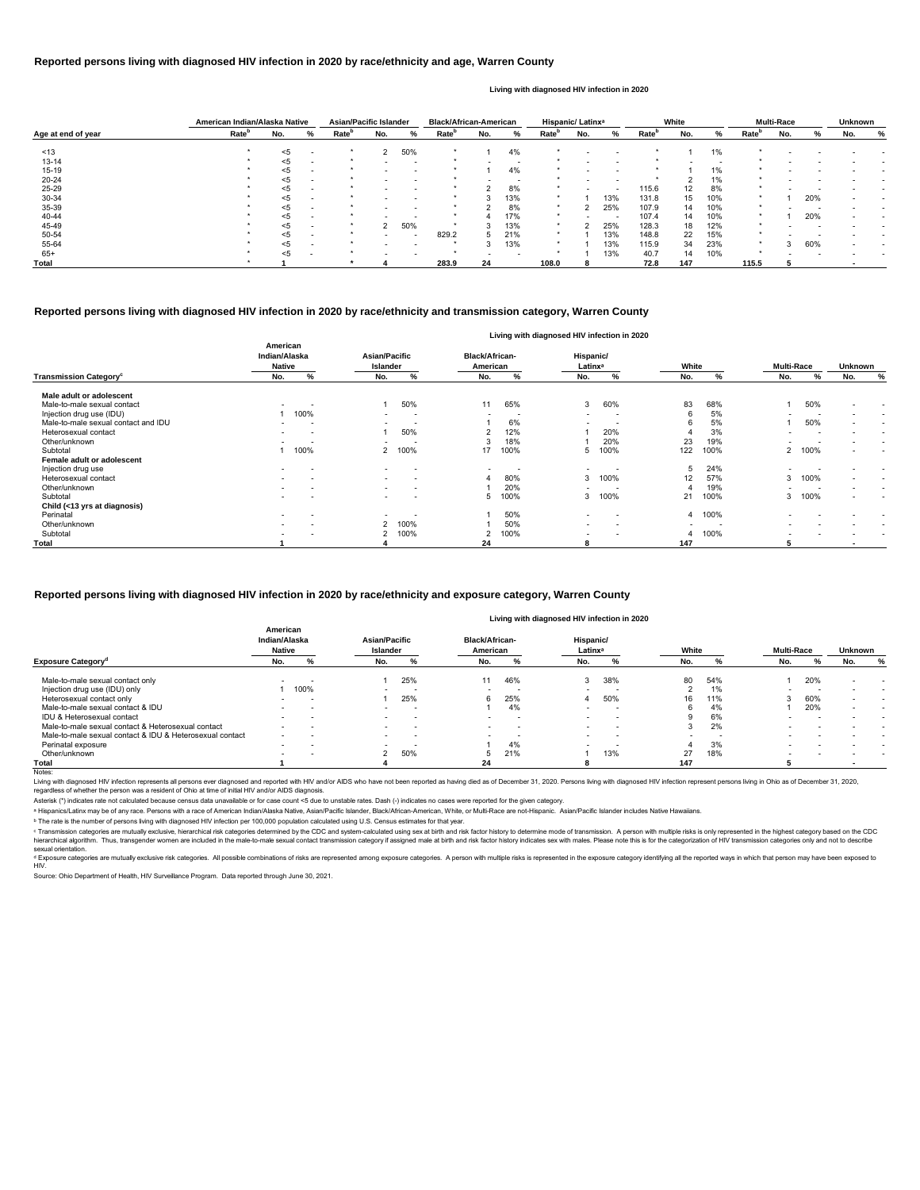## Reported persons living with diagnosed HIV infection in 2020 by race/ethnicity and age, Warren County

Living with diagnosed HIV infection in 2020

| Age at end of year | American Indian/Alaska Native | | | Asian/Pacific Islander | | | Black/African-American | | | Hispanic/ Latinx[a] | | | White | | | Multi-Race | | | Unknown | |
|---|---|---|---|---|---|---|---|---|---|---|---|---|---|---|---|---|---|---|---|---|
| | Rate[b] | No. | % | Rate[b] | No. | % | Rate[b] | No. | % | Rate[b] | No. | % | Rate[b] | No. | % | Rate[b] | No. | % | No. | % |
| <13 | * | <5 | - | * | 2 | 50% | * | 1 | 4% | * | - | - | * | 1 | 1% | * | - | - | - | - |
| 13-14 | * | <5 | - | * | - | - | * | - | - | * | - | - | * | - | - | * | - | - | - | - |
| 15-19 | * | <5 | - | * | - | - | * | 1 | 4% | * | - | - | * | 1 | 1% | * | - | - | - | - |
| 20-24 | * | <5 | - | * | - | - | * | - | - | * | - | - | * | 2 | 1% | * | - | - | - | - |
| 25-29 | * | <5 | - | * | - | - | * | 2 | 8% | * | - | - | 115.6 | 12 | 8% | * | - | - | - | - |
| 30-34 | * | <5 | - | * | - | - | * | 3 | 13% | * | 1 | 13% | 131.8 | 15 | 10% | * | 1 | 20% | - | - |
| 35-39 | * | <5 | - | * | - | - | * | 2 | 8% | * | 2 | 25% | 107.9 | 14 | 10% | * | - | - | - | - |
| 40-44 | * | <5 | - | * | - | - | * | 4 | 17% | * | - | - | 107.4 | 14 | 10% | * | 1 | 20% | - | - |
| 45-49 | * | <5 | - | * | 2 | 50% | * | 3 | 13% | * | 2 | 25% | 128.3 | 18 | 12% | * | - | - | - | - |
| 50-54 | * | <5 | - | * | - | - | 829.2 | 5 | 21% | * | 1 | 13% | 148.8 | 22 | 15% | * | - | - | - | - |
| 55-64 | * | <5 | - | * | - | - | * | 3 | 13% | * | 1 | 13% | 115.9 | 34 | 23% | * | 3 | 60% | - | - |
| 65+ | * | <5 | - | * | - | - | * | - | - | * | 1 | 13% | 40.7 | 14 | 10% | * | - | - | - | - |
| **Total** | * | **1** | | * | **4** | | **283.9** | **24** | | **108.0** | **8** | | **72.8** | **147** | | **115.5** | **5** | | **-** | |

## Reported persons living with diagnosed HIV infection in 2020 by race/ethnicity and transmission category, Warren County

Living with diagnosed HIV infection in 2020

| Transmission Category[c] | American Indian/Alaska Native | | Asian/Pacific Islander | | Black/African-American | | Hispanic/ Latinx[a] | | White | | Multi-Race | | Unknown | |
|---|---|---|---|---|---|---|---|---|---|---|---|---|---|---|
| | No. | % | No. | % | No. | % | No. | % | No. | % | No. | % | No. | % |
| **Male adult or adolescent** | | | | | | | | | | | | | | |
| Male-to-male sexual contact | - | - | 1 | 50% | 11 | 65% | 3 | 60% | 83 | 68% | 1 | 50% | - | - |
| Injection drug use (IDU) | 1 | 100% | - | - | - | - | - | - | 6 | 5% | - | - | - | - |
| Male-to-male sexual contact and IDU | - | - | - | - | 1 | 6% | - | - | 6 | 5% | 1 | 50% | - | - |
| Heterosexual contact | - | - | 1 | 50% | 2 | 12% | 1 | 20% | 4 | 3% | - | - | - | - |
| Other/unknown | - | - | - | - | 3 | 18% | 1 | 20% | 23 | 19% | - | - | - | - |
| Subtotal | 1 | 100% | 2 | 100% | 17 | 100% | 5 | 100% | 122 | 100% | 2 | 100% | - | - |
| **Female adult or adolescent** | | | | | | | | | | | | | | |
| Injection drug use | - | - | - | - | - | - | - | - | 5 | 24% | - | - | - | - |
| Heterosexual contact | - | - | - | - | 4 | 80% | 3 | 100% | 12 | 57% | 3 | 100% | - | - |
| Other/unknown | - | - | - | - | 1 | 20% | - | - | 4 | 19% | - | - | - | - |
| Subtotal | - | - | - | - | 5 | 100% | 3 | 100% | 21 | 100% | 3 | 100% | - | - |
| **Child (<13 yrs at diagnosis)** | | | | | | | | | | | | | | |
| Perinatal | - | - | - | - | 1 | 50% | - | - | 4 | 100% | - | - | - | - |
| Other/unknown | - | - | 2 | 100% | 1 | 50% | - | - | - | - | - | - | - | - |
| Subtotal | - | - | 2 | 100% | 2 | 100% | - | - | 4 | 100% | - | - | - | - |
| **Total** | **1** | | **4** | | **24** | | **8** | | **147** | | **5** | | **-** | |

## Reported persons living with diagnosed HIV infection in 2020 by race/ethnicity and exposure category, Warren County

Living with diagnosed HIV infection in 2020

| Exposure Category[d] | American Indian/Alaska Native | | Asian/Pacific Islander | | Black/African-American | | Hispanic/ Latinx[a] | | White | | Multi-Race | | Unknown | |
|---|---|---|---|---|---|---|---|---|---|---|---|---|---|---|
| | No. | % | No. | % | No. | % | No. | % | No. | % | No. | % | No. | % |
| Male-to-male sexual contact only | - | - | 1 | 25% | 11 | 46% | 3 | 38% | 80 | 54% | 1 | 20% | - | - |
| Injection drug use (IDU) only | 1 | 100% | - | - | - | - | - | - | 2 | 1% | - | - | - | - |
| Heterosexual contact only | - | - | 1 | 25% | 6 | 25% | 4 | 50% | 16 | 11% | 3 | 60% | - | - |
| Male-to-male sexual contact & IDU | - | - | - | - | 1 | 4% | - | - | 6 | 4% | 1 | 20% | - | - |
| IDU & Heterosexual contact | - | - | - | - | - | - | - | - | 9 | 6% | - | - | - | - |
| Male-to-male sexual contact & Heterosexual contact | - | - | - | - | - | - | - | - | 3 | 2% | - | - | - | - |
| Male-to-male sexual contact & IDU & Heterosexual contact | - | - | - | - | - | - | - | - | - | - | - | - | - | - |
| Perinatal exposure | - | - | - | - | 1 | 4% | - | - | 4 | 3% | - | - | - | - |
| Other/unknown | - | - | 2 | 50% | 5 | 21% | 1 | 13% | 27 | 18% | - | - | - | - |
| **Total** | **1** | | **4** | | **24** | | **8** | | **147** | | **5** | | **-** | |

Notes:

Living with diagnosed HIV infection represents all persons ever diagnosed and reported with HIV and/or AIDS who have not been reported as having died as of December 31, 2020. Persons living with diagnosed HIV infection represent persons living in Ohio as of December 31, 2020, regardless of whether the person was a resident of Ohio at time of initial HIV and/or AIDS diagnosis.

Asterisk (*) indicates rate not calculated because census data unavailable or for case count <5 due to unstable rates. Dash (-) indicates no cases were reported for the given category.

[a] Hispanics/Latinx may be of any race. Persons with a race of American Indian/Alaska Native, Asian/Pacific Islander, Black/African-American, White, or Multi-Race are not-Hispanic. Asian/Pacific Islander includes Native Hawaiians.

[b] The rate is the number of persons living with diagnosed HIV infection per 100,000 population calculated using U.S. Census estimates for that year.

[c] Transmission categories are mutually exclusive, hierarchical risk categories determined by the CDC and system-calculated using sex at birth and risk factor history to determine mode of transmission. A person with multiple risks is only represented in the highest category based on the CDC hierarchical algorithm. Thus, transgender women are included in the male-to-male sexual contact transmission category if assigned male at birth and risk factor history indicates sex with males. Please note this is for the categorization of HIV transmission categories only and not to describe sexual orientation.

[d] Exposure categories are mutually exclusive risk categories. All possible combinations of risks are represented among exposure categories. A person with multiple risks is represented in the exposure category identifying all the reported ways in which that person may have been exposed to HIV.

Source: Ohio Department of Health, HIV Surveillance Program. Data reported through June 30, 2021.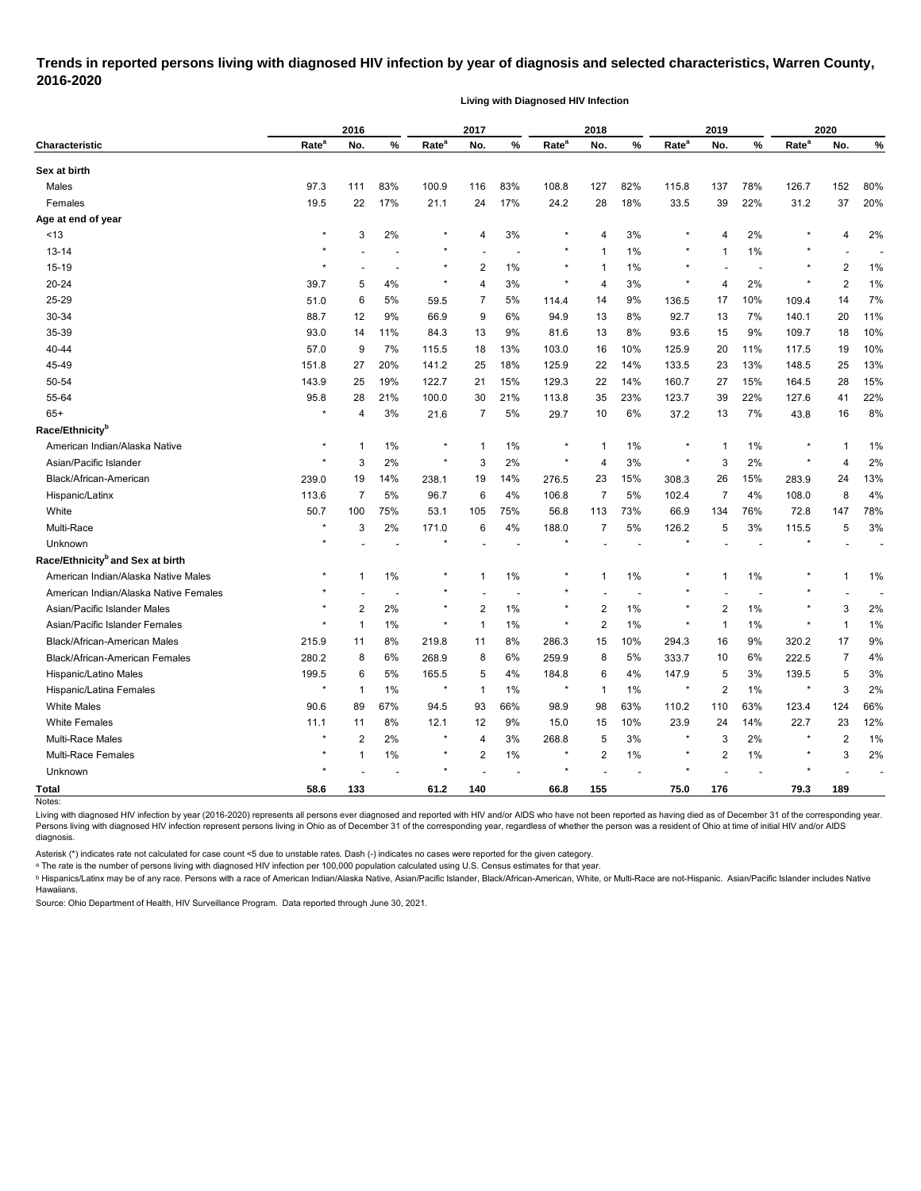# Trends in reported persons living with diagnosed HIV infection by year of diagnosis and selected characteristics, Warren County, 2016-2020

**Living with Diagnosed HIV Infection**

| Characteristic | 2016 Rate[a] | 2016 No. | 2016 % | 2017 Rate[a] | 2017 No. | 2017 % | 2018 Rate[a] | 2018 No. | 2018 % | 2019 Rate[a] | 2019 No. | 2019 % | 2020 Rate[a] | 2020 No. | 2020 % |
|---|---|---|---|---|---|---|---|---|---|---|---|---|---|---|---|
| **Sex at birth** | | | | | | | | | | | | | | | |
| Males | 97.3 | 111 | 83% | 100.9 | 116 | 83% | 108.8 | 127 | 82% | 115.8 | 137 | 78% | 126.7 | 152 | 80% |
| Females | 19.5 | 22 | 17% | 21.1 | 24 | 17% | 24.2 | 28 | 18% | 33.5 | 39 | 22% | 31.2 | 37 | 20% |
| **Age at end of year** | | | | | | | | | | | | | | | |
| <13 | * | 3 | 2% | * | 4 | 3% | * | 4 | 3% | * | 4 | 2% | * | 4 | 2% |
| 13-14 | * | - | - | * | - | - | * | 1 | 1% | * | 1 | 1% | * | - | - |
| 15-19 | * | - | - | * | 2 | 1% | * | 1 | 1% | * | - | - | * | 2 | 1% |
| 20-24 | 39.7 | 5 | 4% | * | 4 | 3% | * | 4 | 3% | * | 4 | 2% | * | 2 | 1% |
| 25-29 | 51.0 | 6 | 5% | 59.5 | 7 | 5% | 114.4 | 14 | 9% | 136.5 | 17 | 10% | 109.4 | 14 | 7% |
| 30-34 | 88.7 | 12 | 9% | 66.9 | 9 | 6% | 94.9 | 13 | 8% | 92.7 | 13 | 7% | 140.1 | 20 | 11% |
| 35-39 | 93.0 | 14 | 11% | 84.3 | 13 | 9% | 81.6 | 13 | 8% | 93.6 | 15 | 9% | 109.7 | 18 | 10% |
| 40-44 | 57.0 | 9 | 7% | 115.5 | 18 | 13% | 103.0 | 16 | 10% | 125.9 | 20 | 11% | 117.5 | 19 | 10% |
| 45-49 | 151.8 | 27 | 20% | 141.2 | 25 | 18% | 125.9 | 22 | 14% | 133.5 | 23 | 13% | 148.5 | 25 | 13% |
| 50-54 | 143.9 | 25 | 19% | 122.7 | 21 | 15% | 129.3 | 22 | 14% | 160.7 | 27 | 15% | 164.5 | 28 | 15% |
| 55-64 | 95.8 | 28 | 21% | 100.0 | 30 | 21% | 113.8 | 35 | 23% | 123.7 | 39 | 22% | 127.6 | 41 | 22% |
| 65+ | * | 4 | 3% | 21.6 | 7 | 5% | 29.7 | 10 | 6% | 37.2 | 13 | 7% | 43.8 | 16 | 8% |
| **Race/Ethnicity[b]** | | | | | | | | | | | | | | | |
| American Indian/Alaska Native | * | 1 | 1% | * | 1 | 1% | * | 1 | 1% | * | 1 | 1% | * | 1 | 1% |
| Asian/Pacific Islander | * | 3 | 2% | * | 3 | 2% | * | 4 | 3% | * | 3 | 2% | * | 4 | 2% |
| Black/African-American | 239.0 | 19 | 14% | 238.1 | 19 | 14% | 276.5 | 23 | 15% | 308.3 | 26 | 15% | 283.9 | 24 | 13% |
| Hispanic/Latinx | 113.6 | 7 | 5% | 96.7 | 6 | 4% | 106.8 | 7 | 5% | 102.4 | 7 | 4% | 108.0 | 8 | 4% |
| White | 50.7 | 100 | 75% | 53.1 | 105 | 75% | 56.8 | 113 | 73% | 66.9 | 134 | 76% | 72.8 | 147 | 78% |
| Multi-Race | * | 3 | 2% | 171.0 | 6 | 4% | 188.0 | 7 | 5% | 126.2 | 5 | 3% | 115.5 | 5 | 3% |
| Unknown | * | - | - | * | - | - | * | - | - | * | - | - | * | - | - |
| **Race/Ethnicity[b] and Sex at birth** | | | | | | | | | | | | | | | |
| American Indian/Alaska Native Males | * | 1 | 1% | * | 1 | 1% | * | 1 | 1% | * | 1 | 1% | * | 1 | 1% |
| American Indian/Alaska Native Females | * | - | - | * | - | - | * | - | - | * | - | - | * | - | - |
| Asian/Pacific Islander Males | * | 2 | 2% | * | 2 | 1% | * | 2 | 1% | * | 2 | 1% | * | 3 | 2% |
| Asian/Pacific Islander Females | * | 1 | 1% | * | 1 | 1% | * | 2 | 1% | * | 1 | 1% | * | 1 | 1% |
| Black/African-American Males | 215.9 | 11 | 8% | 219.8 | 11 | 8% | 286.3 | 15 | 10% | 294.3 | 16 | 9% | 320.2 | 17 | 9% |
| Black/African-American Females | 280.2 | 8 | 6% | 268.9 | 8 | 6% | 259.9 | 8 | 5% | 333.7 | 10 | 6% | 222.5 | 7 | 4% |
| Hispanic/Latino Males | 199.5 | 6 | 5% | 165.5 | 5 | 4% | 184.8 | 6 | 4% | 147.9 | 5 | 3% | 139.5 | 5 | 3% |
| Hispanic/Latina Females | * | 1 | 1% | * | 1 | 1% | * | 1 | 1% | * | 2 | 1% | * | 3 | 2% |
| White Males | 90.6 | 89 | 67% | 94.5 | 93 | 66% | 98.9 | 98 | 63% | 110.2 | 110 | 63% | 123.4 | 124 | 66% |
| White Females | 11.1 | 11 | 8% | 12.1 | 12 | 9% | 15.0 | 15 | 10% | 23.9 | 24 | 14% | 22.7 | 23 | 12% |
| Multi-Race Males | * | 2 | 2% | * | 4 | 3% | 268.8 | 5 | 3% | * | 3 | 2% | * | 2 | 1% |
| Multi-Race Females | * | 1 | 1% | * | 2 | 1% | * | 2 | 1% | * | 2 | 1% | * | 3 | 2% |
| Unknown | * | - | - | * | - | - | * | - | - | * | - | - | * | - | - |
| **Total** | **58.6** | **133** | | **61.2** | **140** | | **66.8** | **155** | | **75.0** | **176** | | **79.3** | **189** | |

Notes:

Living with diagnosed HIV infection by year (2016-2020) represents all persons ever diagnosed and reported with HIV and/or AIDS who have not been reported as having died as of December 31 of the corresponding year. Persons living with diagnosed HIV infection represent persons living in Ohio as of December 31 of the corresponding year, regardless of whether the person was a resident of Ohio at time of initial HIV and/or AIDS diagnosis.

Asterisk (*) indicates rate not calculated for case count <5 due to unstable rates. Dash (-) indicates no cases were reported for the given category.

[a] The rate is the number of persons living with diagnosed HIV infection per 100,000 population calculated using U.S. Census estimates for that year.

[b] Hispanics/Latinx may be of any race. Persons with a race of American Indian/Alaska Native, Asian/Pacific Islander, Black/African-American, White, or Multi-Race are not-Hispanic. Asian/Pacific Islander includes Native Hawaiians.

Source: Ohio Department of Health, HIV Surveillance Program. Data reported through June 30, 2021.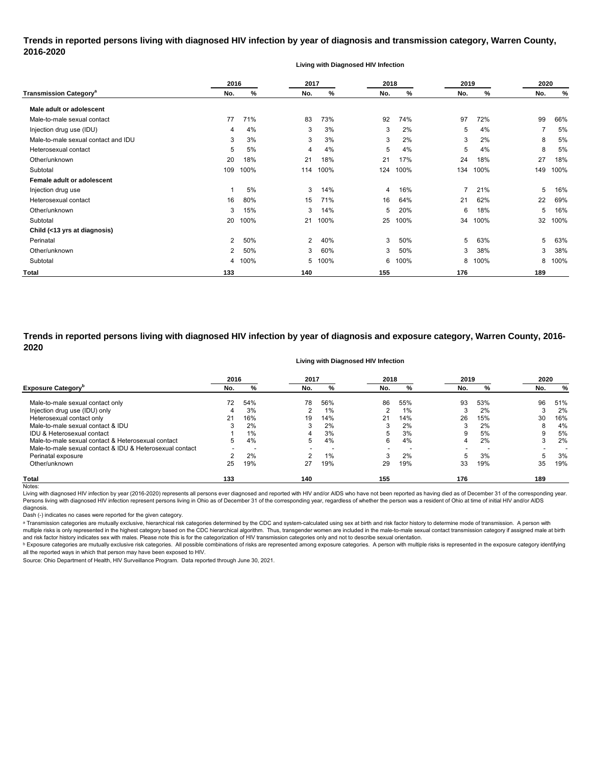## Trends in reported persons living with diagnosed HIV infection by year of diagnosis and transmission category, Warren County, 2016-2020

**Living with Diagnosed HIV Infection**

| Transmission Category[a] | 2016 No. | 2016 % | 2017 No. | 2017 % | 2018 No. | 2018 % | 2019 No. | 2019 % | 2020 No. | 2020 % |
|---|---|---|---|---|---|---|---|---|---|---|
| **Male adult or adolescent** | | | | | | | | | | |
| Male-to-male sexual contact | 77 | 71% | 83 | 73% | 92 | 74% | 97 | 72% | 99 | 66% |
| Injection drug use (IDU) | 4 | 4% | 3 | 3% | 3 | 2% | 5 | 4% | 7 | 5% |
| Male-to-male sexual contact and IDU | 3 | 3% | 3 | 3% | 3 | 2% | 3 | 2% | 8 | 5% |
| Heterosexual contact | 5 | 5% | 4 | 4% | 5 | 4% | 5 | 4% | 8 | 5% |
| Other/unknown | 20 | 18% | 21 | 18% | 21 | 17% | 24 | 18% | 27 | 18% |
| Subtotal | 109 | 100% | 114 | 100% | 124 | 100% | 134 | 100% | 149 | 100% |
| **Female adult or adolescent** | | | | | | | | | | |
| Injection drug use | 1 | 5% | 3 | 14% | 4 | 16% | 7 | 21% | 5 | 16% |
| Heterosexual contact | 16 | 80% | 15 | 71% | 16 | 64% | 21 | 62% | 22 | 69% |
| Other/unknown | 3 | 15% | 3 | 14% | 5 | 20% | 6 | 18% | 5 | 16% |
| Subtotal | 20 | 100% | 21 | 100% | 25 | 100% | 34 | 100% | 32 | 100% |
| **Child (<13 yrs at diagnosis)** | | | | | | | | | | |
| Perinatal | 2 | 50% | 2 | 40% | 3 | 50% | 5 | 63% | 5 | 63% |
| Other/unknown | 2 | 50% | 3 | 60% | 3 | 50% | 3 | 38% | 3 | 38% |
| Subtotal | 4 | 100% | 5 | 100% | 6 | 100% | 8 | 100% | 8 | 100% |
| **Total** | **133** | | **140** | | **155** | | **176** | | **189** | |

## Trends in reported persons living with diagnosed HIV infection by year of diagnosis and exposure category, Warren County, 2016-2020

**Living with Diagnosed HIV Infection**

| Exposure Category[b] | 2016 No. | 2016 % | 2017 No. | 2017 % | 2018 No. | 2018 % | 2019 No. | 2019 % | 2020 No. | 2020 % |
|---|---|---|---|---|---|---|---|---|---|---|
| Male-to-male sexual contact only | 72 | 54% | 78 | 56% | 86 | 55% | 93 | 53% | 96 | 51% |
| Injection drug use (IDU) only | 4 | 3% | 2 | 1% | 2 | 1% | 3 | 2% | 3 | 2% |
| Heterosexual contact only | 21 | 16% | 19 | 14% | 21 | 14% | 26 | 15% | 30 | 16% |
| Male-to-male sexual contact & IDU | 3 | 2% | 3 | 2% | 3 | 2% | 3 | 2% | 8 | 4% |
| IDU & Heterosexual contact | 1 | 1% | 4 | 3% | 5 | 3% | 9 | 5% | 9 | 5% |
| Male-to-male sexual contact & Heterosexual contact | 5 | 4% | 5 | 4% | 6 | 4% | 4 | 2% | 3 | 2% |
| Male-to-male sexual contact & IDU & Heterosexual contact | - | - | - | - | - | - | - | - | - | - |
| Perinatal exposure | 2 | 2% | 2 | 1% | 3 | 2% | 5 | 3% | 5 | 3% |
| Other/unknown | 25 | 19% | 27 | 19% | 29 | 19% | 33 | 19% | 35 | 19% |
| **Total** | **133** | | **140** | | **155** | | **176** | | **189** | |

Notes:

Living with diagnosed HIV infection by year (2016-2020) represents all persons ever diagnosed and reported with HIV and/or AIDS who have not been reported as having died as of December 31 of the corresponding year. Persons living with diagnosed HIV infection represent persons living in Ohio as of December 31 of the corresponding year, regardless of whether the person was a resident of Ohio at time of initial HIV and/or AIDS diagnosis.

Dash (-) indicates no cases were reported for the given category.

[a] Transmission categories are mutually exclusive, hierarchical risk categories determined by the CDC and system-calculated using sex at birth and risk factor history to determine mode of transmission. A person with multiple risks is only represented in the highest category based on the CDC hierarchical algorithm. Thus, transgender women are included in the male-to-male sexual contact transmission category if assigned male at birth and risk factor history indicates sex with males. Please note this is for the categorization of HIV transmission categories only and not to describe sexual orientation.

[b] Exposure categories are mutually exclusive risk categories. All possible combinations of risks are represented among exposure categories. A person with multiple risks is represented in the exposure category identifying all the reported ways in which that person may have been exposed to HIV.

Source: Ohio Department of Health, HIV Surveillance Program. Data reported through June 30, 2021.